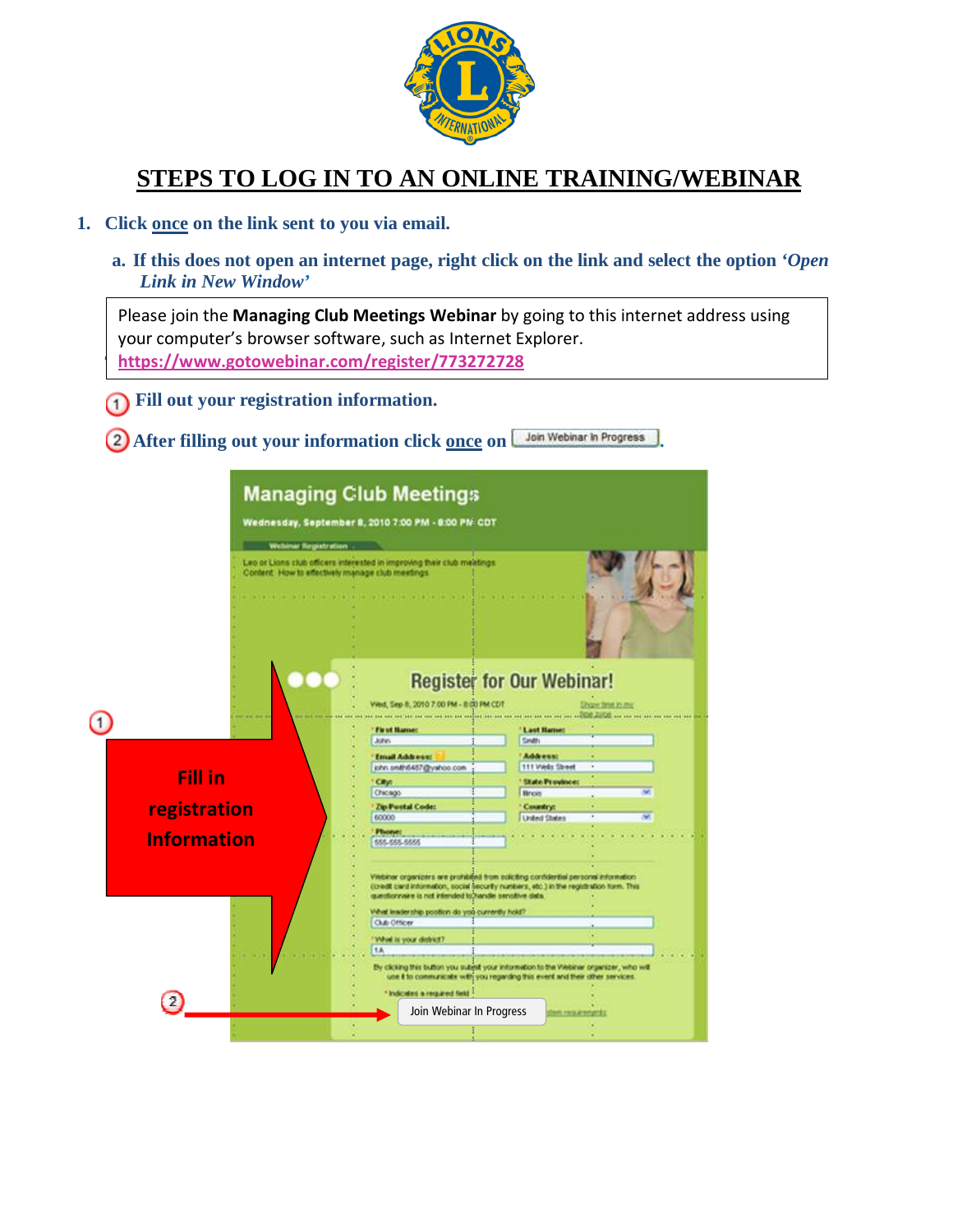# STEPS TO LOG IN TO AN ONLINE TRAINING/WEBINAR

1. **Click once on the link sent to you via email.**

   a. **If this does not open an internet page, right click on the link and select the option '*Open Link in New Window*'**

> Please join the **Managing Club Meetings Webinar** by going to this internet address using your computer's browser software, such as Internet Explorer.
> **https://www.gotowebinar.com/register/773272728**

① **Fill out your registration information.**

② **After filling out your information click once on** Join Webinar In Progress**.**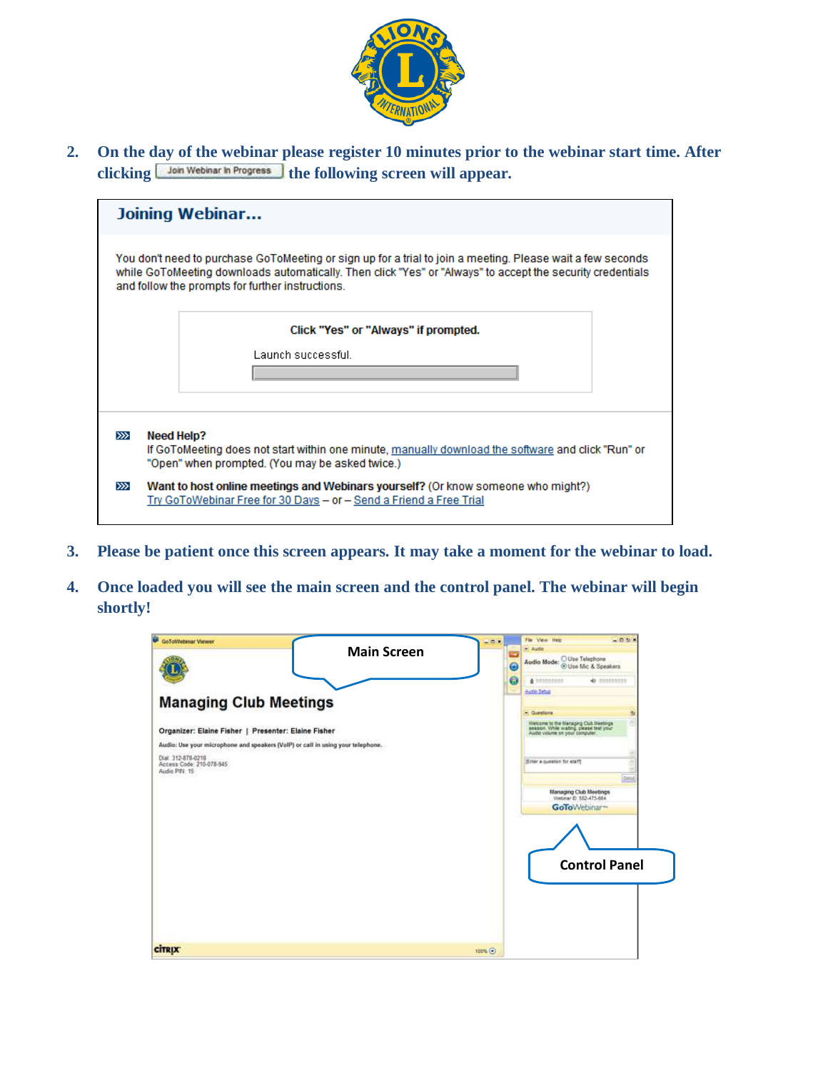2. **On the day of the webinar please register 10 minutes prior to the webinar start time. After clicking [Join Webinar In Progress] the following screen will appear.**

## Joining Webinar...

You don't need to purchase GoToMeeting or sign up for a trial to join a meeting. Please wait a few seconds while GoToMeeting downloads automatically. Then click "Yes" or "Always" to accept the security credentials and follow the prompts for further instructions.

**Click "Yes" or "Always" if prompted.**

Launch successful.

**Need Help?**
If GoToMeeting does not start within one minute, manually download the software and click "Run" or "Open" when prompted. (You may be asked twice.)

**Want to host online meetings and Webinars yourself?** (Or know someone who might?)
Try GoToWebinar Free for 30 Days – or – Send a Friend a Free Trial

3. **Please be patient once this screen appears. It may take a moment for the webinar to load.**

4. **Once loaded you will see the main screen and the control panel. The webinar will begin shortly!**

Main Screen

Control Panel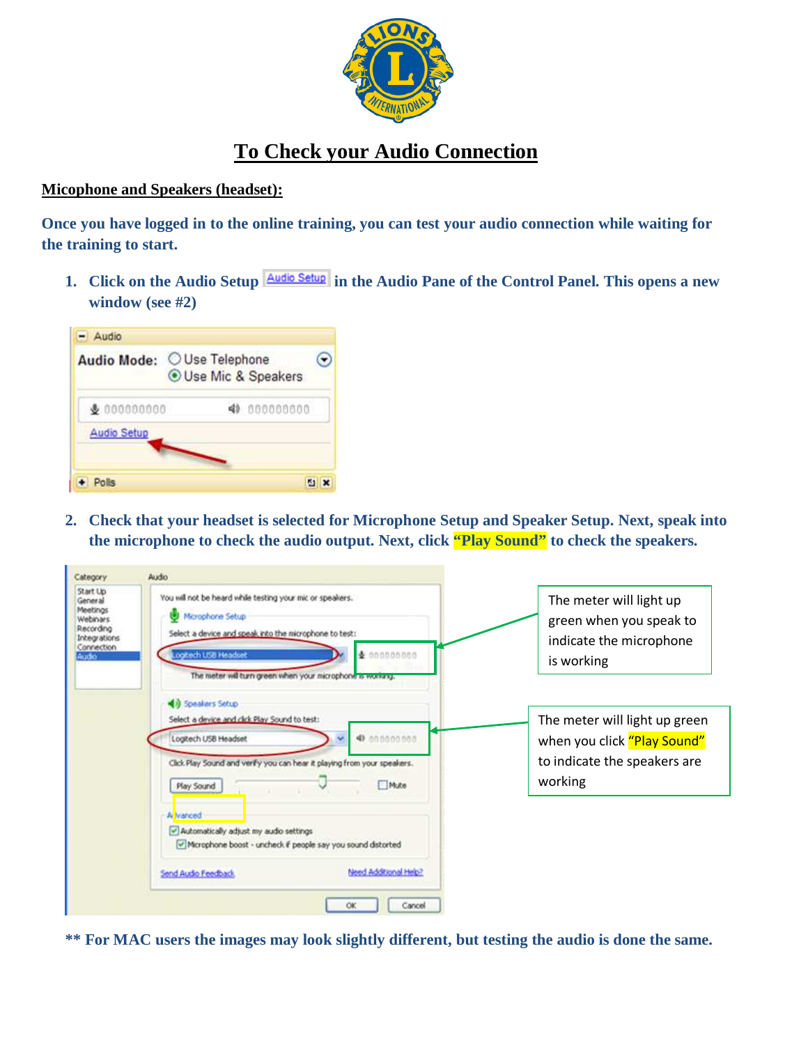# To Check your Audio Connection

**Micophone and Speakers (headset):**

**Once you have logged in to the online training, you can test your audio connection while waiting for the training to start.**

1. **Click on the Audio Setup** Audio Setup **in the Audio Pane of the Control Panel. This opens a new window (see #2)**

2. **Check that your headset is selected for Microphone Setup and Speaker Setup. Next, speak into the microphone to check the audio output. Next, click "Play Sound" to check the speakers.**

The meter will light up green when you speak to indicate the microphone is working

The meter will light up green when you click "Play Sound" to indicate the speakers are working

**\*\* For MAC users the images may look slightly different, but testing the audio is done the same.**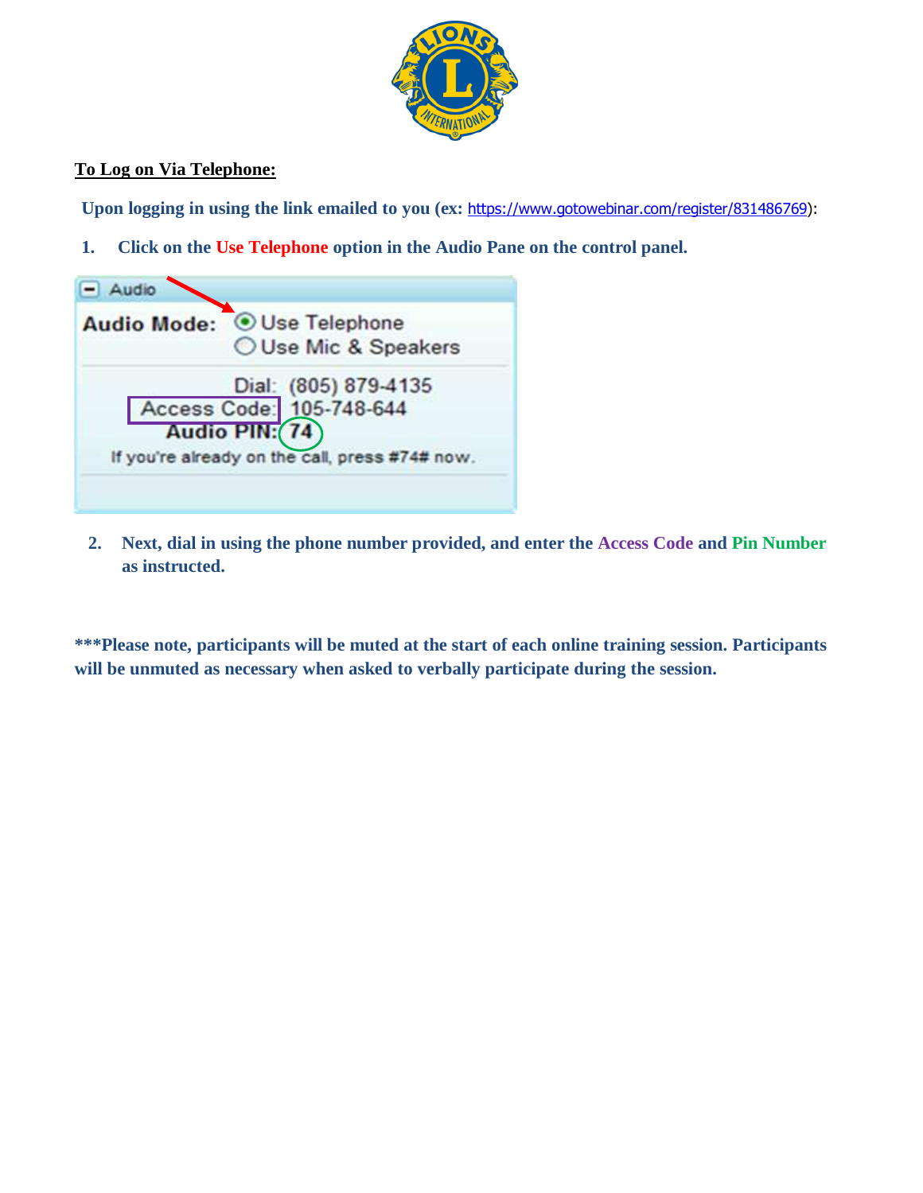**To Log on Via Telephone:**

**Upon logging in using the link emailed to you (ex: https://www.gotowebinar.com/register/831486769):**

1. **Click on the Use Telephone option in the Audio Pane on the control panel.**

Audio

Audio Mode: Use Telephone
Use Mic & Speakers

Dial: (805) 879-4135
Access Code: 105-748-644
Audio PIN: 74
If you're already on the call, press #74# now.

2. **Next, dial in using the phone number provided, and enter the Access Code and Pin Number as instructed.**

**\*\*\*Please note, participants will be muted at the start of each online training session. Participants will be unmuted as necessary when asked to verbally participate during the session.**